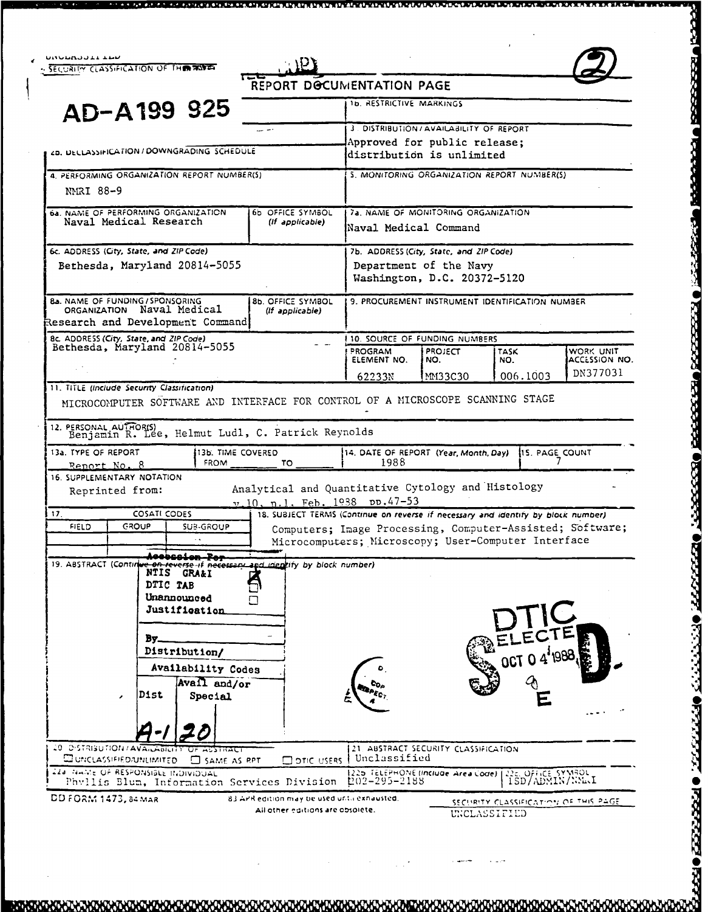UNCLASSIFIED

SECURITY CLASSIFICATION OF THIS PAGE

# REPORT DOCUMENTATION PAGE

AD-A199 925

| | |
|---|---|
| 1a. | 1b. RESTRICTIVE MARKINGS |
| | 3. DISTRIBUTION/AVAILABILITY OF REPORT<br>Approved for public release;<br>distribution is unlimited |
| 2b. DECLASSIFICATION/DOWNGRADING SCHEDULE | |
| 4. PERFORMING ORGANIZATION REPORT NUMBER(S)<br>NMRI 88-9 | 5. MONITORING ORGANIZATION REPORT NUMBER(S) |
| 6a. NAME OF PERFORMING ORGANIZATION<br>Naval Medical Research — 6b. OFFICE SYMBOL (If applicable) | 7a. NAME OF MONITORING ORGANIZATION<br>Naval Medical Command |
| 6c. ADDRESS (City, State, and ZIP Code)<br>Bethesda, Maryland 20814-5055 | 7b. ADDRESS (City, State, and ZIP Code)<br>Department of the Navy<br>Washington, D.C. 20372-5120 |
| 8a. NAME OF FUNDING/SPONSORING ORGANIZATION Naval Medical Research and Development Command — 8b. OFFICE SYMBOL (If applicable) | 9. PROCUREMENT INSTRUMENT IDENTIFICATION NUMBER |
| 8c. ADDRESS (City, State, and ZIP Code)<br>Bethesda, Maryland 20814-5055 | 10. SOURCE OF FUNDING NUMBERS |

| PROGRAM ELEMENT NO. | PROJECT NO. | TASK NO. | WORK UNIT ACCESSION NO. |
|---|---|---|---|
| 62233N | MM33C30 | 006.1003 | DN377031 |

11. TITLE (Include Security Classification)
MICROCOMPUTER SOFTWARE AND INTERFACE FOR CONTROL OF A MICROSCOPE SCANNING STAGE

12. PERSONAL AUTHOR(S)
Benjamin R. Lee, Helmut Ludl, C. Patrick Reynolds

| 13a. TYPE OF REPORT | 13b. TIME COVERED | 14. DATE OF REPORT (Year, Month, Day) | 15. PAGE COUNT |
|---|---|---|---|
| Report No. 8 | FROM ______ TO ______ | 1988 | 7 |

16. SUPPLEMENTARY NOTATION
Reprinted from: Analytical and Quantitative Cytology and Histology v.10, n.1, Feb. 1988 pp.47-53

| 17. COSATI CODES | | | 18. SUBJECT TERMS (Continue on reverse if necessary and identify by block number) |
|---|---|---|---|
| FIELD | GROUP | SUB-GROUP | Computers; Image Processing, Computer-Assisted; Software; Microcomputers; Microscopy; User-Computer Interface |

19. ABSTRACT (Continue on reverse if necessary and identify by block number)

Accession For
NTIS GRA&I ☒
DTIC TAB ☐
Unannounced ☐
Justification ______

By ______
Distribution/
Availability Codes
Dist | Avail and/or Special
A-1 | 20

DTIC ELECTE OCT 04 1988 E

| | |
|---|---|
| 20. DISTRIBUTION/AVAILABILITY OF ABSTRACT<br>☐ UNCLASSIFIED/UNLIMITED ☐ SAME AS RPT ☐ DTIC USERS | 21. ABSTRACT SECURITY CLASSIFICATION<br>Unclassified |
| 22a. NAME OF RESPONSIBLE INDIVIDUAL<br>Phyllis Blum, Information Services Division | 22b. TELEPHONE (Include Area Code) 202-295-2188 — 22c. OFFICE SYMBOL ISD/ADMIN/NMRI |

DD FORM 1473, 84 MAR — 83 APR edition may be used until exhausted. All other editions are obsolete.

SECURITY CLASSIFICATION OF THIS PAGE
UNCLASSIFIED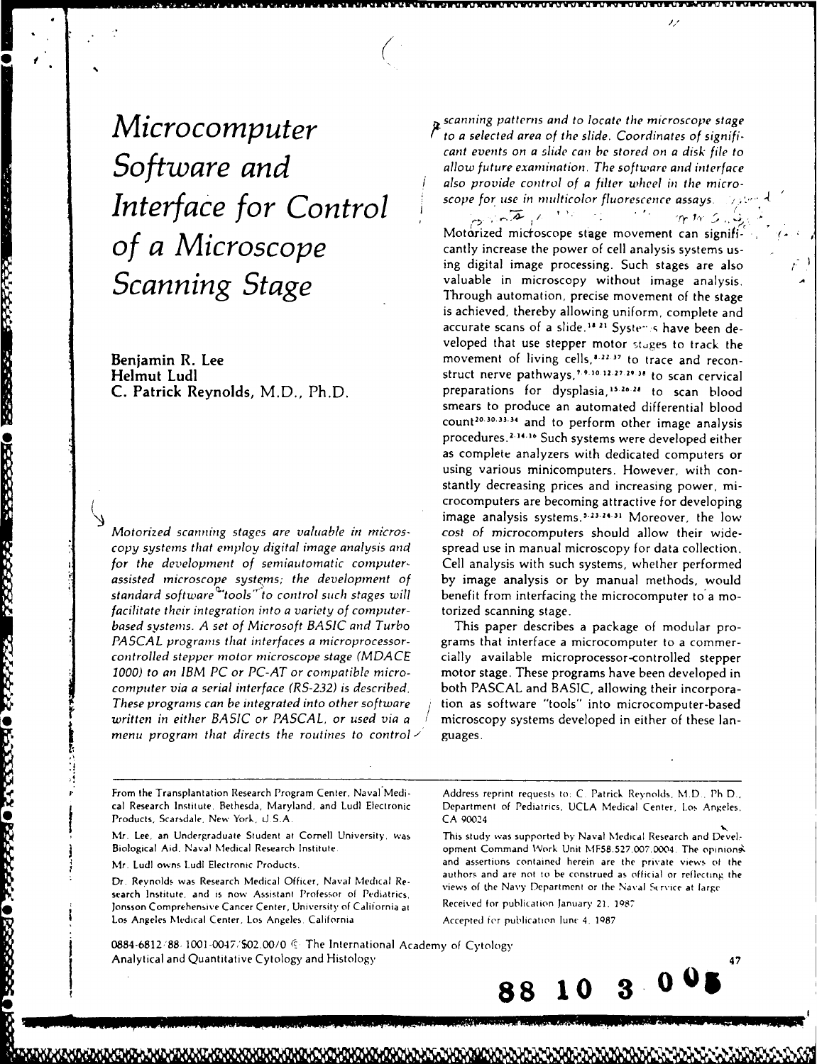# Microcomputer Software and Interface for Control of a Microscope Scanning Stage

**Benjamin R. Lee**
**Helmut Ludl**
**C. Patrick Reynolds, M.D., Ph.D.**

*Motorized scanning stages are valuable in microscopy systems that employ digital image analysis and for the development of semiautomatic computer-assisted microscope systems; the development of standard software "tools" to control such stages will facilitate their integration into a variety of computer-based systems. A set of Microsoft BASIC and Turbo PASCAL programs that interfaces a microprocessor-controlled stepper motor microscope stage (MDACE 1000) to an IBM PC or PC-AT or compatible microcomputer via a serial interface (RS-232) is described. These programs can be integrated into other software written in either BASIC or PASCAL, or used via a menu program that directs the routines to control scanning patterns and to locate the microscope stage to a selected area of the slide. Coordinates of significant events on a slide can be stored on a disk file to allow future examination. The software and interface also provide control of a filter wheel in the microscope for use in multicolor fluorescence assays.*

Motorized microscope stage movement can significantly increase the power of cell analysis systems using digital image processing. Such stages are also valuable in microscopy without image analysis. Through automation, precise movement of the stage is achieved, thereby allowing uniform, complete and accurate scans of a slide.[18,21] Systems have been developed that use stepper motor stages to track the movement of living cells,[8,22,37] to trace and reconstruct nerve pathways,[7,9,10,12,27,29,38] to scan cervical preparations for dysplasia,[15,26,28] to scan blood smears to produce an automated differential blood count[20,30,33,34] and to perform other image analysis procedures.[2,14,16] Such systems were developed either as complete analyzers with dedicated computers or using various minicomputers. However, with constantly decreasing prices and increasing power, microcomputers are becoming attractive for developing image analysis systems.[5,23,24,31] Moreover, the low cost of microcomputers should allow their widespread use in manual microscopy for data collection. Cell analysis with such systems, whether performed by image analysis or by manual methods, would benefit from interfacing the microcomputer to a motorized scanning stage.

This paper describes a package of modular programs that interface a microcomputer to a commercially available microprocessor-controlled stepper motor stage. These programs have been developed in both PASCAL and BASIC, allowing their incorporation as software "tools" into microcomputer-based microscopy systems developed in either of these languages.

---

From the Transplantation Research Program Center, Naval Medical Research Institute, Bethesda, Maryland, and Ludl Electronic Products, Scarsdale, New York, U.S.A.

Mr. Lee, an Undergraduate Student at Cornell University, was Biological Aid, Naval Medical Research Institute.

Mr. Ludl owns Ludl Electronic Products.

Dr. Reynolds was Research Medical Officer, Naval Medical Research Institute, and is now Assistant Professor of Pediatrics, Jonsson Comprehensive Cancer Center, University of California at Los Angeles Medical Center, Los Angeles, California

Address reprint requests to: C. Patrick Reynolds, M.D., Ph.D., Department of Pediatrics, UCLA Medical Center, Los Angeles, CA 90024

This study was supported by Naval Medical Research and Development Command Work Unit MF58.527.007.0004. The opinions and assertions contained herein are the private views of the authors and are not to be construed as official or reflecting the views of the Navy Department or the Naval Service at large.

Received for publication January 21, 1987

Accepted for publication June 4, 1987

0884-6812/88/1001-0047/$02.00/0 © The International Academy of Cytology
Analytical and Quantitative Cytology and Histology

88 10 3 005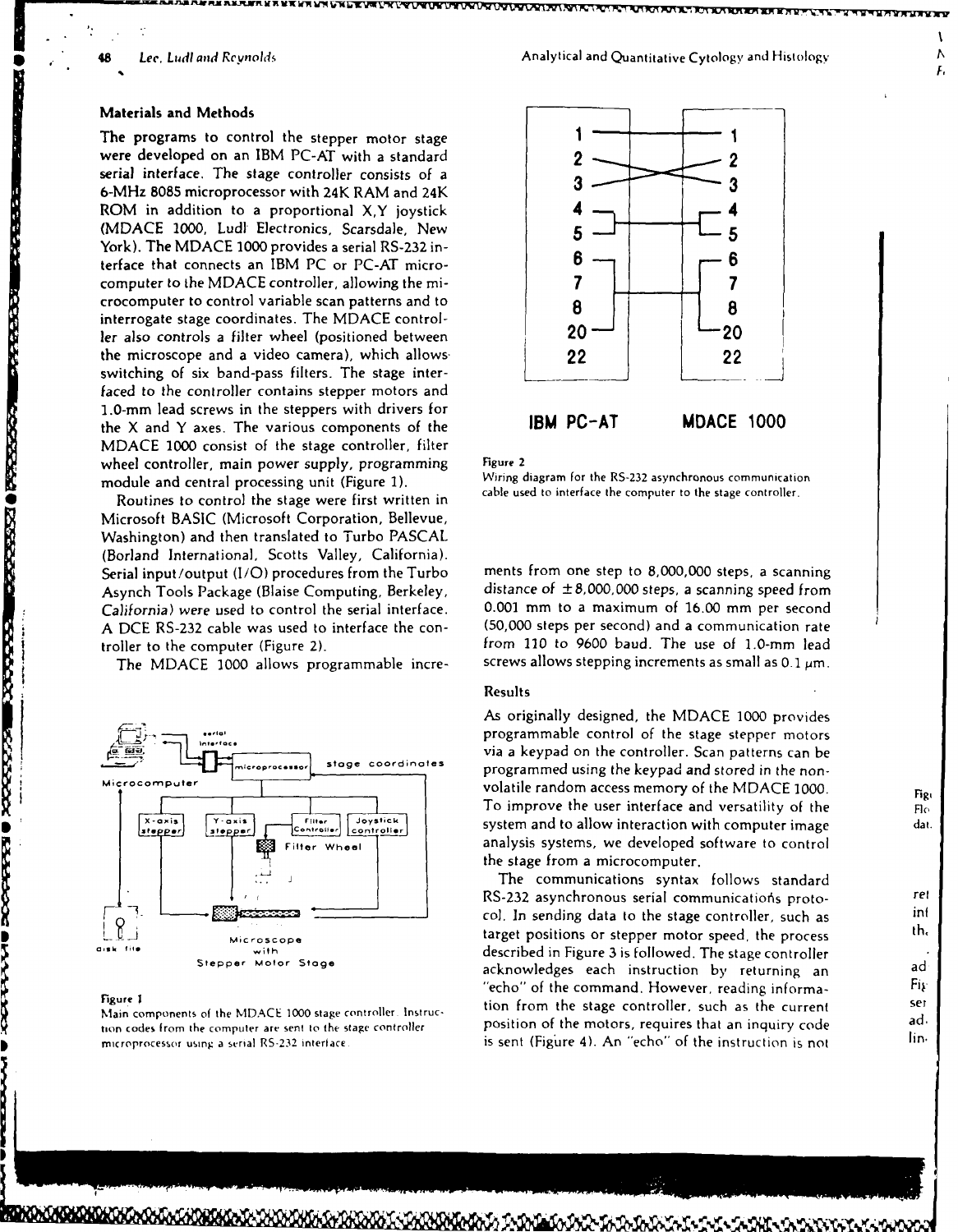## Materials and Methods

The programs to control the stepper motor stage were developed on an IBM PC-AT with a standard serial interface. The stage controller consists of a 6-MHz 8085 microprocessor with 24K RAM and 24K ROM in addition to a proportional X,Y joystick (MDACE 1000, Ludl Electronics, Scarsdale, New York). The MDACE 1000 provides a serial RS-232 interface that connects an IBM PC or PC-AT microcomputer to the MDACE controller, allowing the microcomputer to control variable scan patterns and to interrogate stage coordinates. The MDACE controller also controls a filter wheel (positioned between the microscope and a video camera), which allows switching of six band-pass filters. The stage interfaced to the controller contains stepper motors and 1.0-mm lead screws in the steppers with drivers for the X and Y axes. The various components of the MDACE 1000 consist of the stage controller, filter wheel controller, main power supply, programming module and central processing unit (Figure 1).

Routines to control the stage were first written in Microsoft BASIC (Microsoft Corporation, Bellevue, Washington) and then translated to Turbo PASCAL (Borland International, Scotts Valley, California). Serial input/output (I/O) procedures from the Turbo Asynch Tools Package (Blaise Computing, Berkeley, California) were used to control the serial interface. A DCE RS-232 cable was used to interface the controller to the computer (Figure 2).

The MDACE 1000 allows programmable increments from one step to 8,000,000 steps, a scanning distance of ±8,000,000 steps, a scanning speed from 0.001 mm to a maximum of 16.00 mm per second (50,000 steps per second) and a communication rate from 110 to 9600 baud. The use of 1.0-mm lead screws allows stepping increments as small as 0.1 μm.

Figure 1
Main components of the MDACE 1000 stage controller. Instruction codes from the computer are sent to the stage controller microprocessor using a serial RS-232 interface.

Figure 2
Wiring diagram for the RS-232 asynchronous communication cable used to interface the computer to the stage controller.

## Results

As originally designed, the MDACE 1000 provides programmable control of the stage stepper motors via a keypad on the controller. Scan patterns can be programmed using the keypad and stored in the nonvolatile random access memory of the MDACE 1000. To improve the user interface and versatility of the system and to allow interaction with computer image analysis systems, we developed software to control the stage from a microcomputer.

The communications syntax follows standard RS-232 asynchronous serial communications protocol. In sending data to the stage controller, such as target positions or stepper motor speed, the process described in Figure 3 is followed. The stage controller acknowledges each instruction by returning an "echo" of the command. However, reading information from the stage controller, such as the current position of the motors, requires that an inquiry code is sent (Figure 4). An "echo" of the instruction is not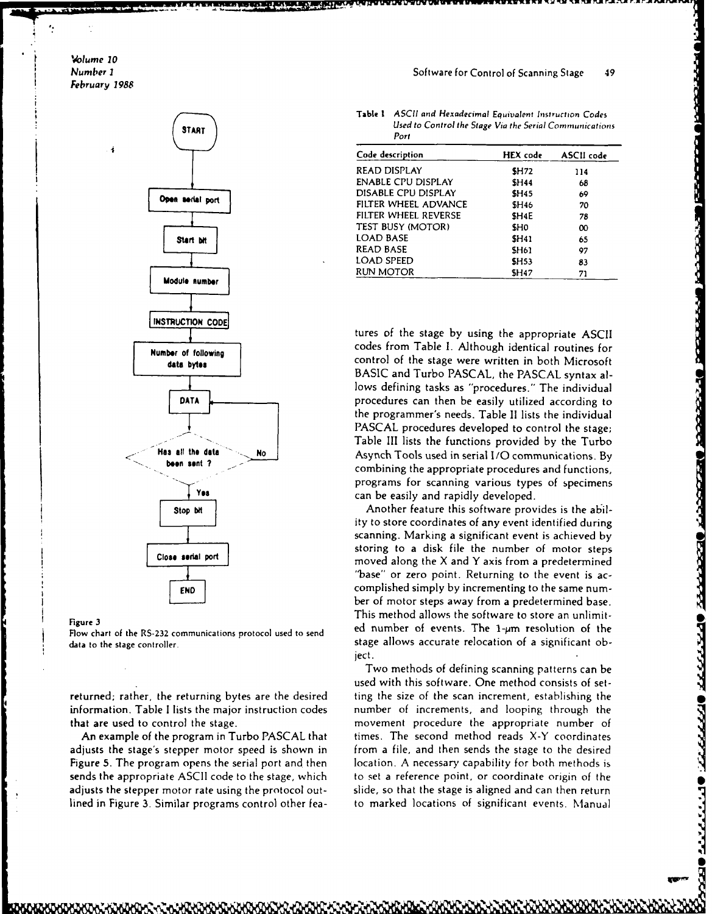Figure 3

Flow chart of the RS-232 communications protocol used to send data to the stage controller.

returned; rather, the returning bytes are the desired information. Table I lists the major instruction codes that are used to control the stage.

An example of the program in Turbo PASCAL that adjusts the stage's stepper motor speed is shown in Figure 5. The program opens the serial port and then sends the appropriate ASCII code to the stage, which adjusts the stepper motor rate using the protocol outlined in Figure 3. Similar programs control other features of the stage by using the appropriate ASCII codes from Table I. Although identical routines for control of the stage were written in both Microsoft BASIC and Turbo PASCAL, the PASCAL syntax allows defining tasks as "procedures." The individual procedures can then be easily utilized according to the programmer's needs. Table II lists the individual PASCAL procedures developed to control the stage; Table III lists the functions provided by the Turbo Asynch Tools used in serial I/O communications. By combining the appropriate procedures and functions, programs for scanning various types of specimens can be easily and rapidly developed.

Table I *ASCII and Hexadecimal Equivalent Instruction Codes Used to Control the Stage Via the Serial Communications Port*

| Code description | HEX code | ASCII code |
|---|---|---|
| READ DISPLAY | $H72 | 114 |
| ENABLE CPU DISPLAY | $H44 | 68 |
| DISABLE CPU DISPLAY | $H45 | 69 |
| FILTER WHEEL ADVANCE | $H46 | 70 |
| FILTER WHEEL REVERSE | $H4E | 78 |
| TEST BUSY (MOTOR) | $H0 | 00 |
| LOAD BASE | $H41 | 65 |
| READ BASE | $H61 | 97 |
| LOAD SPEED | $H53 | 83 |
| RUN MOTOR | $H47 | 71 |

Another feature this software provides is the ability to store coordinates of any event identified during scanning. Marking a significant event is achieved by storing to a disk file the number of motor steps moved along the X and Y axis from a predetermined "base" or zero point. Returning to the event is accomplished simply by incrementing to the same number of motor steps away from a predetermined base. This method allows the software to store an unlimited number of events. The 1-μm resolution of the stage allows accurate relocation of a significant object.

Two methods of defining scanning patterns can be used with this software. One method consists of setting the size of the scan increment, establishing the number of increments, and looping through the movement procedure the appropriate number of times. The second method reads X-Y coordinates from a file, and then sends the stage to the desired location. A necessary capability for both methods is to set a reference point, or coordinate origin of the slide, so that the stage is aligned and can then return to marked locations of significant events. Manual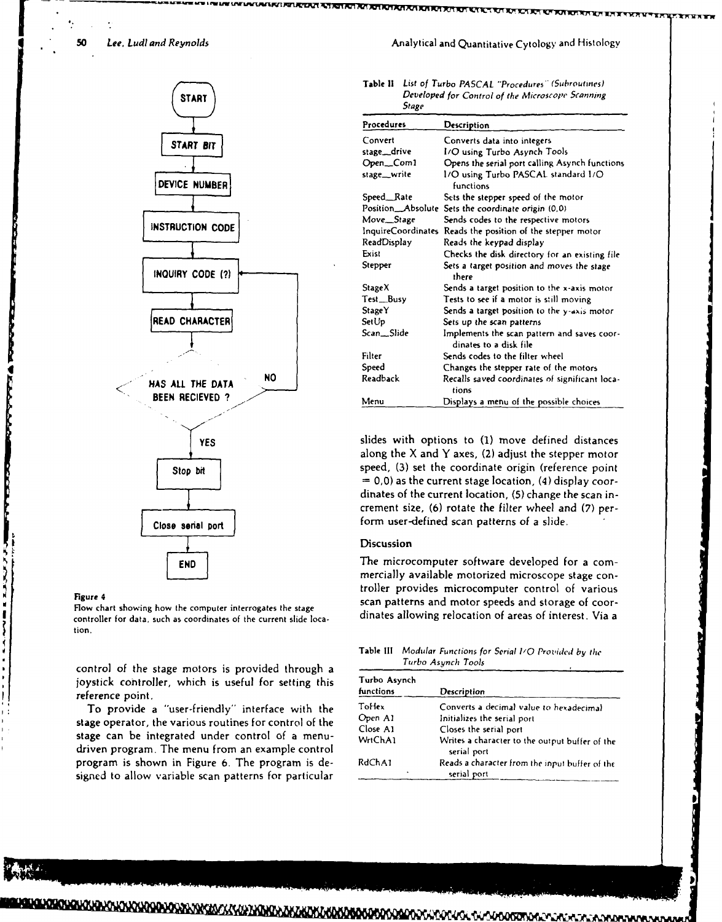Figure 4

Flow chart showing how the computer interrogates the stage controller for data, such as coordinates of the current slide location.

control of the stage motors is provided through a joystick controller, which is useful for setting this reference point.

To provide a "user-friendly" interface with the stage operator, the various routines for control of the stage can be integrated under control of a menu-driven program. The menu from an example control program is shown in Figure 6. The program is designed to allow variable scan patterns for particular slides with options to (1) move defined distances along the X and Y axes, (2) adjust the stepper motor speed, (3) set the coordinate origin (reference point = 0,0) as the current stage location, (4) display coordinates of the current location, (5) change the scan increment size, (6) rotate the filter wheel and (7) perform user-defined scan patterns of a slide.

**Table II** *List of Turbo PASCAL "Procedures" (Subroutines) Developed for Control of the Microscope Scanning Stage*

| Procedures | Description |
|---|---|
| Convert | Converts data into integers |
| stage_drive | I/O using Turbo Asynch Tools |
| Open_Com1 | Opens the serial port calling Asynch functions |
| stage_write | I/O using Turbo PASCAL standard I/O functions |
| Speed_Rate | Sets the stepper speed of the motor |
| Position_Absolute | Sets the coordinate origin (0,0) |
| Move_Stage | Sends codes to the respective motors |
| InquireCoordinates | Reads the position of the stepper motor |
| ReadDisplay | Reads the keypad display |
| Exist | Checks the disk directory for an existing file |
| Stepper | Sets a target position and moves the stage there |
| StageX | Sends a target position to the x-axis motor |
| Test_Busy | Tests to see if a motor is still moving |
| StageY | Sends a target position to the y-axis motor |
| SetUp | Sets up the scan patterns |
| Scan_Slide | Implements the scan pattern and saves coordinates to a disk file |
| Filter | Sends codes to the filter wheel |
| Speed | Changes the stepper rate of the motors |
| Readback | Recalls saved coordinates of significant locations |
| Menu | Displays a menu of the possible choices |

## Discussion

The microcomputer software developed for a commercially available motorized microscope stage controller provides microcomputer control of various scan patterns and motor speeds and storage of coordinates allowing relocation of areas of interest. Via a

**Table III** *Modular Functions for Serial I/O Provided by the Turbo Asynch Tools*

| Turbo Asynch functions | Description |
|---|---|
| ToHex | Converts a decimal value to hexadecimal |
| Open A1 | Initializes the serial port |
| Close A1 | Closes the serial port |
| WrtChA1 | Writes a character to the output buffer of the serial port |
| RdChA1 | Reads a character from the input buffer of the serial port |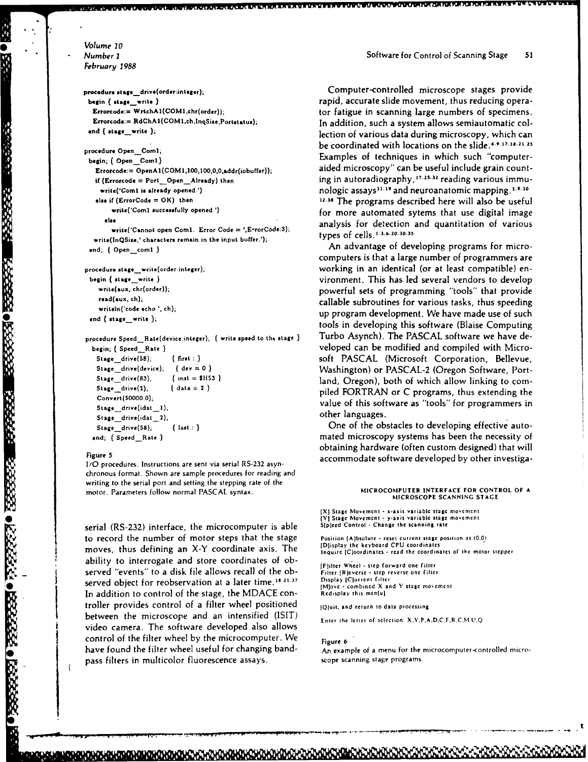```
procedure stage_drive(order:integer);
 begin { stage_write }
  Errorcode:= WrtchA1(COM1,chr(order));
  Errorcode:= RdChA1(COM1,ch,InqSize,Portstatus);
 end { stage_write };

procedure Open_Com1;
 begin; { Open_Com1}
   Errorcode:= OpenA1(COM1,100,100,0,0,addr(iobuffer));
   if (Errorcode = Port_Open_Already) then
     write('Com1 is already opened.')
   else if (ErrorCode = OK) then
        write('Com1 successfully opened.')
      else
        write('Cannot open Com1. Error Code = ',ErrorCode:3);
   write(InQSize,' characters remain in the input buffer.');
 end; { Open_com1 }

procedure stage_write(order:integer);
 begin { stage_write }
    write(aux, chr(order));
    read(aux, ch);
    writeln('code echo ', ch);
 end { stage_write };

procedure Speed_Rate(device:integer); { write speed to the stage }
 begin; { Speed_Rate }
   Stage_drive(58);      { first : }
   Stage_drive(device);  { dev = 0 }
   Stage_drive(83);      { inst = $H53 }
   Stage_drive(2);       { data = 2 }
   Convert(50000.0);
   Stage_drive(idat_1);
   Stage_drive(idat_2);
   Stage_drive(58);      { last : }
 end; { Speed_Rate }
```

Figure 5
I/O procedures. Instructions are sent via serial RS-232 asynchronous format. Shown are sample procedures for reading and writing to the serial port and setting the stepping rate of the motor. Parameters follow normal PASCAL syntax.

serial (RS-232) interface, the microcomputer is able to record the number of motor steps that the stage moves, thus defining an X-Y coordinate axis. The ability to interrogate and store coordinates of observed "events" to a disk file allows recall of the observed object for reobservation at a later time.[18,21,37] In addition to control of the stage, the MDACE controller provides control of a filter wheel positioned between the microscope and an intensified (ISIT) video camera. The software developed also allows control of the filter wheel by the microcomputer. We have found the filter wheel useful for changing bandpass filters in multicolor fluorescence assays.

Computer-controlled microscope stages provide rapid, accurate slide movement, thus reducing operator fatigue in scanning large numbers of specimens. In addition, such a system allows semiautomatic collection of various data during microscopy, which can be coordinated with locations on the slide.[4,9,17,18,21,25] Examples of techniques in which such "computer-aided microscopy" can be useful include grain counting in autoradiography,[17,25,32] reading various immunologic assays[11,19] and neuroanatomic mapping.[1,9,10,12,38] The programs described here will also be useful for more automated sytems that will use digital image analysis for detection and quantitation of various types of cells.[1,3,6,20,30,35]

An advantage of developing programs for microcomputers is that a large number of programmers are working in an identical (or at least compatible) environment. This has led several vendors to develop powerful sets of programming "tools" that provide callable subroutines for various tasks, thus speeding up program development. We have made use of such tools in developing this software (Blaise Computing Turbo Asynch). The PASCAL software we have developed can be modified and compiled with Microsoft PASCAL (Microsoft Corporation, Bellevue, Washington) or PASCAL-2 (Oregon Software, Portland, Oregon), both of which allow linking to compiled FORTRAN or C programs, thus extending the value of this software as "tools" for programmers in other languages.

One of the obstacles to developing effective automated microscopy systems has been the necessity of obtaining hardware (often custom designed) that will accommodate software developed by other investiga-

```
MICROCOMPUTER INTERFACE FOR CONTROL OF A
        MICROSCOPE SCANNING STAGE

[X] Stage Movement - x-axis variable stage movement
[Y] Stage Movement - y-axis variable stage movement
S[p]eed Control - Change the scanning rate

Position [A]bsolute - reset current stage position as (0,0)
[D]isplay the keyboard CPU coordinates
Inquire [C]oordinates - read the coordinates of the motor stepper

[F]ilter Wheel - step forward one filter
Filter [R]everse - step reverse one filter
Display [C]urrent Filter
[M]ove - combined X and Y stage movement
Redisplay this men[u]

[Q]uit, and return to data processing

Enter the letter of selection: X,Y,P,A,D,C,F,R,C,M,U,Q
```

Figure 6
An example of a menu for the microcomputer-controlled microscope scanning stage programs.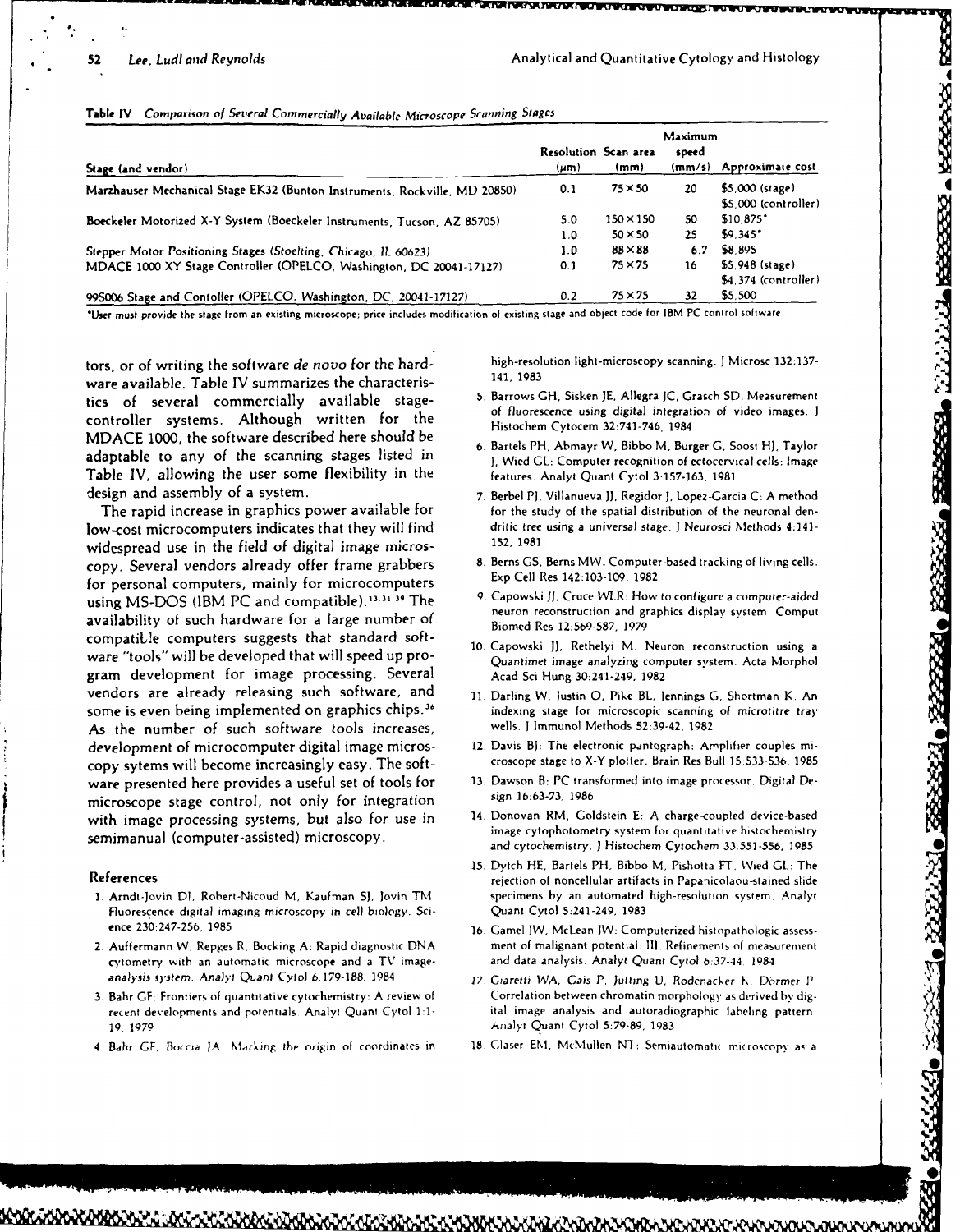**Table IV** *Comparison of Several Commercially Available Microscope Scanning Stages*

| Stage (and vendor) | Resolution (μm) | Scan area (mm) | Maximum speed (mm/s) | Approximate cost |
|---|---|---|---|---|
| Marzhauser Mechanical Stage EK32 (Bunton Instruments, Rockville, MD 20850) | 0.1 | 75×50 | 20 | $5,000 (stage) $5,000 (controller) |
| Boeckeler Motorized X-Y System (Boeckeler Instruments, Tucson, AZ 85705) | 5.0 | 150×150 | 50 | $10,875* |
| | 1.0 | 50×50 | 25 | $9,345* |
| Stepper Motor Positioning Stages (Stoelting, Chicago, IL 60623) | 1.0 | 88×88 | 6.7 | $8,895 |
| MDACE 1000 XY Stage Controller (OPELCO, Washington, DC 20041-17127) | 0.1 | 75×75 | 16 | $5,948 (stage) $4,374 (controller) |
| 99S006 Stage and Contoller (OPELCO, Washington, DC, 20041-17127) | 0.2 | 75×75 | 32 | $5,500 |

*User must provide the stage from an existing microscope; price includes modification of existing stage and object code for IBM PC control software

tors, or of writing the software *de novo* for the hardware available. Table IV summarizes the characteristics of several commercially available stage-controller systems. Although written for the MDACE 1000, the software described here should be adaptable to any of the scanning stages listed in Table IV, allowing the user some flexibility in the design and assembly of a system.

The rapid increase in graphics power available for low-cost microcomputers indicates that they will find widespread use in the field of digital image microscopy. Several vendors already offer frame grabbers for personal computers, mainly for microcomputers using MS-DOS (IBM PC and compatible).[13,31,39] The availability of such hardware for a large number of compatible computers suggests that standard software "tools" will be developed that will speed up program development for image processing. Several vendors are already releasing such software, and some is even being implemented on graphics chips.[36] As the number of such software tools increases, development of microcomputer digital image microscopy sytems will become increasingly easy. The software presented here provides a useful set of tools for microscope stage control, not only for integration with image processing systems, but also for use in semimanual (computer-assisted) microscopy.

## References

1. Arndt-Jovin DJ, Robert-Nicoud M, Kaufman SJ, Jovin TM: Fluorescence digital imaging microscopy in cell biology. Science 230:247-256, 1985
2. Auffermann W, Repges R, Bocking A: Rapid diagnostic DNA cytometry with an automatic microscope and a TV image-analysis system. Analyt Quant Cytol 6:179-188, 1984
3. Bahr GF: Frontiers of quantitative cytochemistry: A review of recent developments and potentials. Analyt Quant Cytol 1:1-19, 1979
4. Bahr GF, Boccia JA: Marking the origin of coordinates in high-resolution light-microscopy scanning. J Microsc 132:137-141, 1983
5. Barrows GH, Sisken JE, Allegra JC, Grasch SD: Measurement of fluorescence using digital integration of video images. J Histochem Cytocem 32:741-746, 1984
6. Bartels PH, Abmayr W, Bibbo M, Burger G, Soost HJ, Taylor J, Wied GL: Computer recognition of ectocervical cells: Image features. Analyt Quant Cytol 3:157-163, 1981
7. Berbel PJ, Villanueva JJ, Regidor J, Lopez-Garcia C: A method for the study of the spatial distribution of the neuronal dendritic tree using a universal stage. J Neurosci Methods 4:141-152, 1981
8. Berns GS, Berns MW: Computer-based tracking of living cells. Exp Cell Res 142:103-109, 1982
9. Capowski JJ, Cruce WLR: How to configure a computer-aided neuron reconstruction and graphics display system. Comput Biomed Res 12:569-587, 1979
10. Capowski JJ, Rethelyi M: Neuron reconstruction using a Quantimet image analyzing computer system. Acta Morphol Acad Sci Hung 30:241-249, 1982
11. Darling W, Justin O, Pike BL, Jennings G, Shortman K: An indexing stage for microscopic scanning of microtitre tray wells. J Immunol Methods 52:39-42, 1982
12. Davis BJ: The electronic pantograph: Amplifier couples microscope stage to X-Y plotter. Brain Res Bull 15:533-536, 1985
13. Dawson B: PC transformed into image processor. Digital Design 16:63-73, 1986
14. Donovan RM, Goldstein E: A charge-coupled device-based image cytophotometry system for quantitative histochemistry and cytochemistry. J Histochem Cytochem 33:551-556, 1985
15. Dytch HE, Bartels PH, Bibbo M, Pishotta FT, Wied GL: The rejection of noncellular artifacts in Papanicolaou-stained slide specimens by an automated high-resolution system. Analyt Quant Cytol 5:241-249, 1983
16. Gamel JW, McLean JW: Computerized histopathologic assessment of malignant potential: III. Refinements of measurement and data analysis. Analyt Quant Cytol 6:37-44, 1984
17. Giaretti WA, Gais P, Jutting U, Rodenacker K, Dormer P: Correlation between chromatin morphology as derived by digital image analysis and autoradiographic labeling pattern. Analyt Quant Cytol 5:79-89, 1983
18. Glaser EM, McMullen NT: Semiautomatic microscopy as a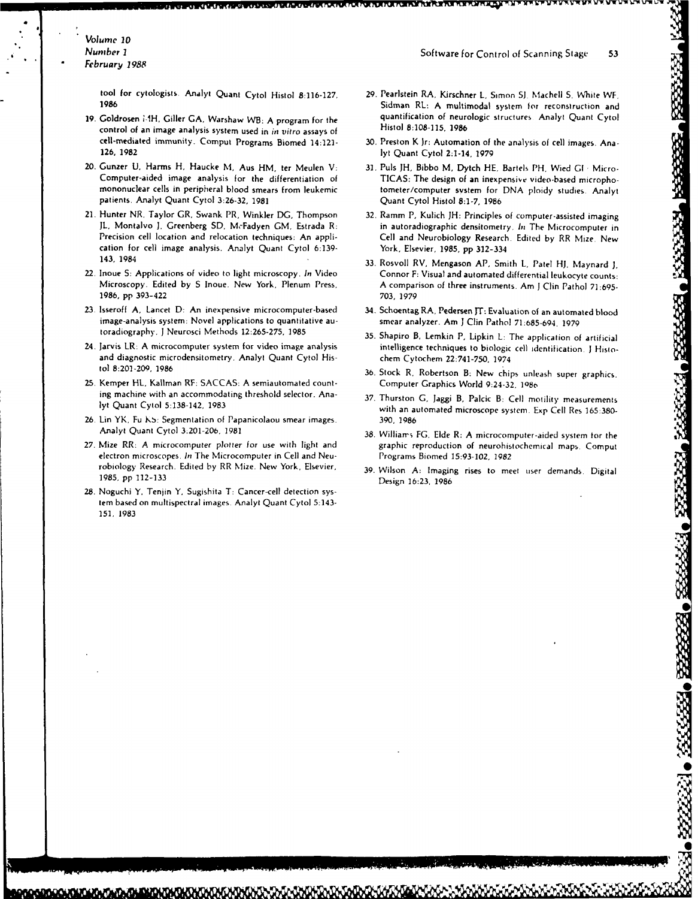tool for cytologists. Analyt Quant Cytol Histol 8:116-127, 1986

19. Goldrosen MH, Giller GA, Warshaw WB: A program for the control of an image analysis system used in *in vitro* assays of cell-mediated immunity. Comput Programs Biomed 14:121-126, 1982
20. Gunzer U, Harms H, Haucke M, Aus HM, ter Meulen V: Computer-aided image analysis for the differentiation of mononuclear cells in peripheral blood smears from leukemic patients. Analyt Quant Cytol 3:26-32, 1981
21. Hunter NR, Taylor GR, Swank PR, Winkler DG, Thompson JL, Montalvo J, Greenberg SD, McFadyen GM, Estrada R: Precision cell location and relocation techniques: An application for cell image analysis. Analyt Quant Cytol 6:139-143, 1984
22. Inoue S: Applications of video to light microscopy. *In* Video Microscopy. Edited by S Inoue. New York, Plenum Press, 1986, pp 393-422
23. Isseroff A, Lancet D: An inexpensive microcomputer-based image-analysis system: Novel applications to quantitative autoradiography. J Neurosci Methods 12:265-275, 1985
24. Jarvis LR: A microcomputer system for video image analysis and diagnostic microdensitometry. Analyt Quant Cytol Histol 8:201-209, 1986
25. Kemper HL, Kallman RF: SACCAS: A semiautomated counting machine with an accommodating threshold selector. Analyt Quant Cytol 5:138-142, 1983
26. Lin YK, Fu KS: Segmentation of Papanicolaou smear images. Analyt Quant Cytol 3:201-206, 1981
27. Mize RR: A microcomputer plotter for use with light and electron microscopes. *In* The Microcomputer in Cell and Neurobiology Research. Edited by RR Mize. New York, Elsevier, 1985, pp 112-133
28. Noguchi Y, Tenjin Y, Sugishita T: Cancer-cell detection system based on multispectral images. Analyt Quant Cytol 5:143-151, 1983
29. Pearlstein RA, Kirschner L, Simon SJ, Machell S, White WF, Sidman RL: A multimodal system for reconstruction and quantification of neurologic structures. Analyt Quant Cytol Histol 8:108-115, 1986
30. Preston K Jr: Automation of the analysis of cell images. Analyt Quant Cytol 2:1-14, 1979
31. Puls JH, Bibbo M, Dytch HE, Bartels PH, Wied GL: MicroTICAS: The design of an inexpensive video-based microphotometer/computer system for DNA ploidy studies. Analyt Quant Cytol Histol 8:1-7, 1986
32. Ramm P, Kulich JH: Principles of computer-assisted imaging in autoradiographic densitometry. *In* The Microcomputer in Cell and Neurobiology Research. Edited by RR Mize. New York, Elsevier, 1985, pp 312-334
33. Rosvoll RV, Mengason AP, Smith L, Patel HJ, Maynard J, Connor F: Visual and automated differential leukocyte counts: A comparison of three instruments. Am J Clin Pathol 71:695-703, 1979
34. Schoentag RA, Pedersen JT: Evaluation of an automated blood smear analyzer. Am J Clin Pathol 71:685-694, 1979
35. Shapiro B, Lemkin P, Lipkin L: The application of artificial intelligence techniques to biologic cell identification. J Histochem Cytochem 22:741-750, 1974
36. Stock R, Robertson B: New chips unleash super graphics. Computer Graphics World 9:24-32, 1986
37. Thurston G, Jaggi B, Palcic B: Cell motility measurements with an automated microscope system. Exp Cell Res 165:380-390, 1986
38. Williams FG, Elde R: A microcomputer-aided system for the graphic reproduction of neurohistochemical maps. Comput Programs Biomed 15:93-102, 1982
39. Wilson A: Imaging rises to meet user demands. Digital Design 16:23, 1986